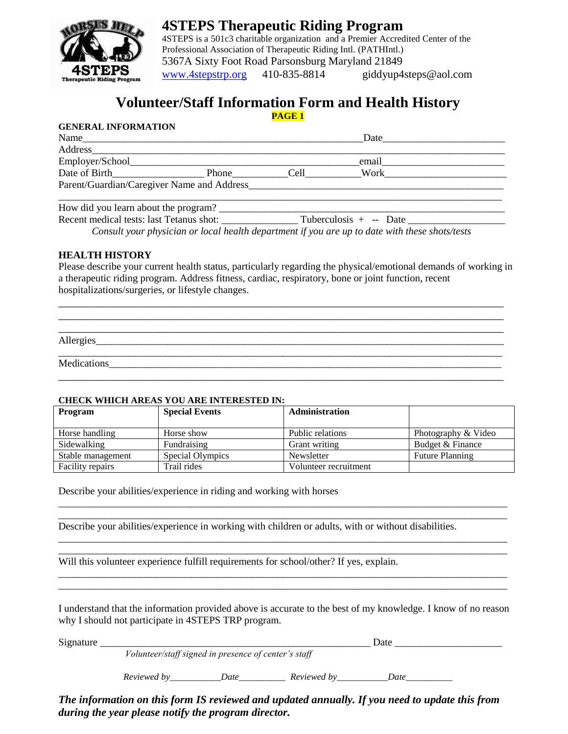# 4STEPS Therapeutic Riding Program

4STEPS is a 501c3 charitable organization and a Premier Accredited Center of the Professional Association of Therapeutic Riding Intl. (PATHIntl.)
5367A Sixty Foot Road Parsonsburg Maryland 21849
www.4stepstrp.org 410-835-8814 giddyup4steps@aol.com

## Volunteer/Staff Information Form and Health History

**PAGE 1**

**GENERAL INFORMATION**

Name_______________________________________________ Date____________________

Address_________________________________________________________________

Employer/School______________________________________ email____________________

Date of Birth________________ Phone__________ Cell__________ Work____________________

Parent/Guardian/Caregiver Name and Address_____________________________________________

_______________________________________________________________________________

How did you learn about the program? ______________________________________________

Recent medical tests: last Tetanus shot: ______________ Tuberculosis + -- Date ________________

*Consult your physician or local health department if you are up to date with these shots/tests*

**HEALTH HISTORY**

Please describe your current health status, particularly regarding the physical/emotional demands of working in a therapeutic riding program. Address fitness, cardiac, respiratory, bone or joint function, recent hospitalizations/surgeries, or lifestyle changes.

_______________________________________________________________________________

_______________________________________________________________________________

_______________________________________________________________________________

Allergies_______________________________________________________________________

_______________________________________________________________________________

Medications_____________________________________________________________________

_______________________________________________________________________________

**CHECK WHICH AREAS YOU ARE INTERESTED IN:**

| **Program** | **Special Events** | **Administration** | |
|---|---|---|---|
| Horse handling | Horse show | Public relations | Photography & Video |
| Sidewalking | Fundraising | Grant writing | Budget & Finance |
| Stable management | Special Olympics | Newsletter | Future Planning |
| Facility repairs | Trail rides | Volunteer recruitment | |

Describe your abilities/experience in riding and working with horses

_______________________________________________________________________________

_______________________________________________________________________________

Describe your abilities/experience in working with children or adults, with or without disabilities.

_______________________________________________________________________________

_______________________________________________________________________________

Will this volunteer experience fulfill requirements for school/other? If yes, explain.

_______________________________________________________________________________

_______________________________________________________________________________

I understand that the information provided above is accurate to the best of my knowledge. I know of no reason why I should not participate in 4STEPS TRP program.

Signature ______________________________________________ Date ____________________

*Volunteer/staff signed in presence of center's staff*

*Reviewed by__________Date__________ Reviewed by__________Date__________*

***The information on this form IS reviewed and updated annually. If you need to update this from during the year please notify the program director.***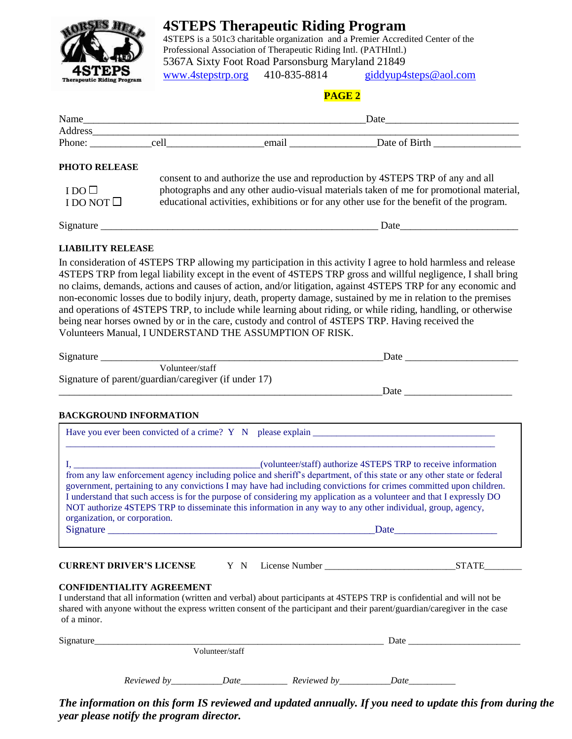# 4STEPS Therapeutic Riding Program

4STEPS is a 501c3 charitable organization and a Premier Accredited Center of the Professional Association of Therapeutic Riding Intl. (PATHIntl.)
5367A Sixty Foot Road Parsonsburg Maryland 21849
www.4stepstrp.org 410-835-8814 giddyup4steps@aol.com

**PAGE 2**

Name_______________________________________________________Date_________________________
Address__________________________________________________________________________________
Phone: ___________cell__________________email ________________Date of Birth ________________

**PHOTO RELEASE**

I DO ☐
I DO NOT ☐

consent to and authorize the use and reproduction by 4STEPS TRP of any and all photographs and any other audio-visual materials taken of me for promotional material, educational activities, exhibitions or for any other use for the benefit of the program.

Signature _______________________________________________________ Date______________________

**LIABILITY RELEASE**

In consideration of 4STEPS TRP allowing my participation in this activity I agree to hold harmless and release 4STEPS TRP from legal liability except in the event of 4STEPS TRP gross and willful negligence, I shall bring no claims, demands, actions and causes of action, and/or litigation, against 4STEPS TRP for any economic and non-economic losses due to bodily injury, death, property damage, sustained by me in relation to the premises and operations of 4STEPS TRP, to include while learning about riding, or while riding, handling, or otherwise being near horses owned by or in the care, custody and control of 4STEPS TRP. Having received the Volunteers Manual, I UNDERSTAND THE ASSUMPTION OF RISK.

Signature _________________________________________________________Date _____________________
Volunteer/staff

Signature of parent/guardian/caregiver (if under 17)
_________________________________________________________________Date _____________________

**BACKGROUND INFORMATION**

Have you ever been convicted of a crime? Y N please explain _____________________________________
_____________________________________________________________________________________

I, ______________________________________(volunteer/staff) authorize 4STEPS TRP to receive information from any law enforcement agency including police and sheriff's department, of this state or any other state or federal government, pertaining to any convictions I may have had including convictions for crimes committed upon children. I understand that such access is for the purpose of considering my application as a volunteer and that I expressly DO NOT authorize 4STEPS TRP to disseminate this information in any way to any other individual, group, agency, organization, or corporation.

Signature ______________________________________________________Date____________________

**CURRENT DRIVER'S LICENSE** Y N License Number ___________________________STATE________

**CONFIDENTIALITY AGREEMENT**

I understand that all information (written and verbal) about participants at 4STEPS TRP is confidential and will not be shared with anyone without the express written consent of the participant and their parent/guardian/caregiver in the case of a minor.

Signature____________________________________________________________ Date _______________________
Volunteer/staff

*Reviewed by*__________*Date*__________ *Reviewed by*__________*Date*__________

***The information on this form IS reviewed and updated annually. If you need to update this from during the year please notify the program director.***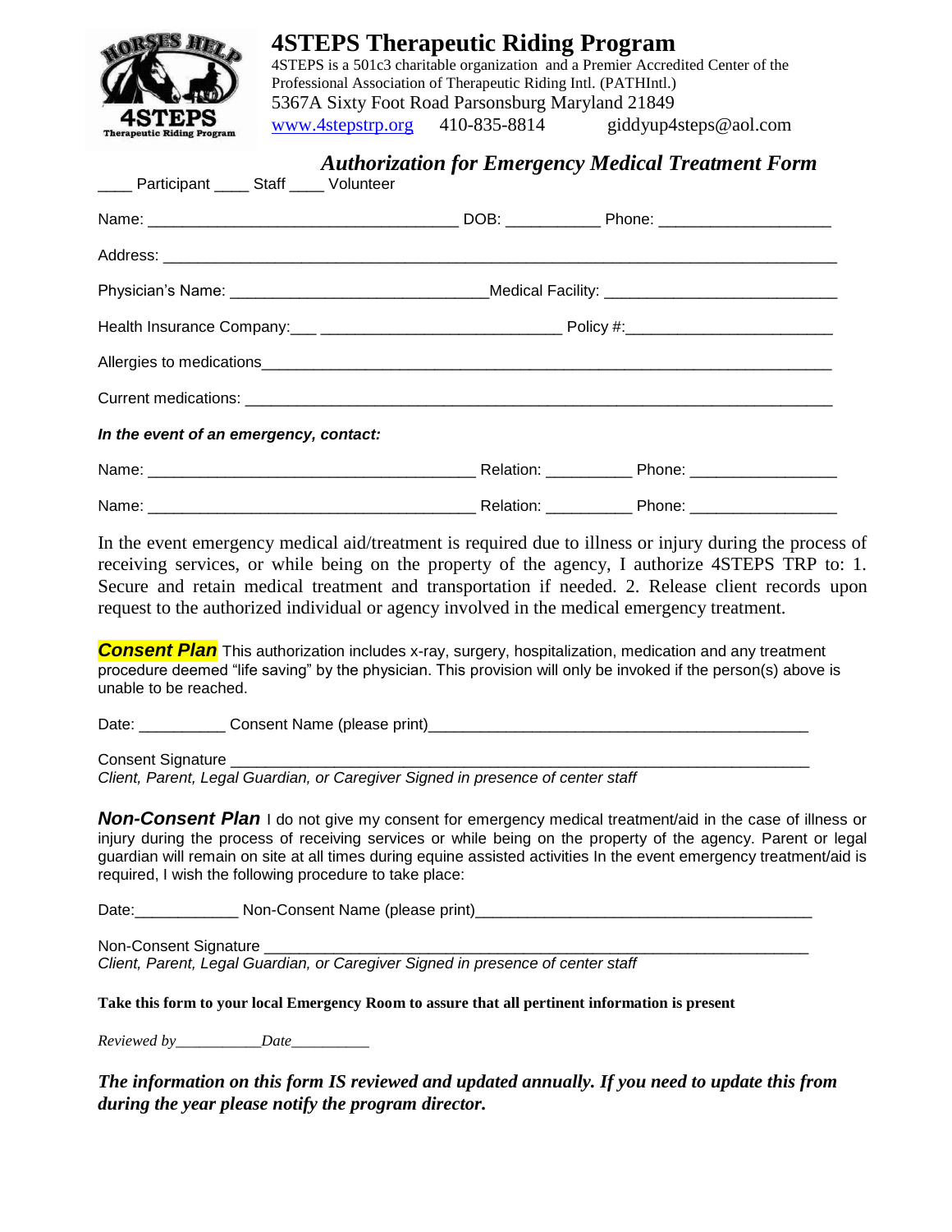# 4STEPS Therapeutic Riding Program

4STEPS is a 501c3 charitable organization and a Premier Accredited Center of the Professional Association of Therapeutic Riding Intl. (PATHIntl.)
5367A Sixty Foot Road Parsonsburg Maryland 21849
www.4stepstrp.org 410-835-8814 giddyup4steps@aol.com

## *Authorization for Emergency Medical Treatment Form*

____ Participant ____ Staff ____ Volunteer

Name: ___________________________________ DOB: ___________ Phone: ____________________

Address: ___________________________________________________________________________

Physician's Name: ______________________________Medical Facility: ___________________________

Health Insurance Company:___ ____________________________ Policy #:________________________

Allergies to medications_______________________________________________________________

Current medications: __________________________________________________________________

***In the event of an emergency, contact:***

Name: ______________________________________ Relation: __________ Phone: _________________

Name: ______________________________________ Relation: __________ Phone: _________________

In the event emergency medical aid/treatment is required due to illness or injury during the process of receiving services, or while being on the property of the agency, I authorize 4STEPS TRP to: 1. Secure and retain medical treatment and transportation if needed. 2. Release client records upon request to the authorized individual or agency involved in the medical emergency treatment.

***Consent Plan*** This authorization includes x-ray, surgery, hospitalization, medication and any treatment procedure deemed "life saving" by the physician. This provision will only be invoked if the person(s) above is unable to be reached.

Date: __________ Consent Name (please print)_____________________________________________

Consent Signature ____________________________________________________________________
*Client, Parent, Legal Guardian, or Caregiver Signed in presence of center staff*

***Non-Consent Plan*** I do not give my consent for emergency medical treatment/aid in the case of illness or injury during the process of receiving services or while being on the property of the agency. Parent or legal guardian will remain on site at all times during equine assisted activities In the event emergency treatment/aid is required, I wish the following procedure to take place:

Date:____________ Non-Consent Name (please print)_______________________________________

Non-Consent Signature ________________________________________________________________
*Client, Parent, Legal Guardian, or Caregiver Signed in presence of center staff*

**Take this form to your local Emergency Room to assure that all pertinent information is present**

*Reviewed by___________Date__________*

***The information on this form IS reviewed and updated annually. If you need to update this from during the year please notify the program director.***